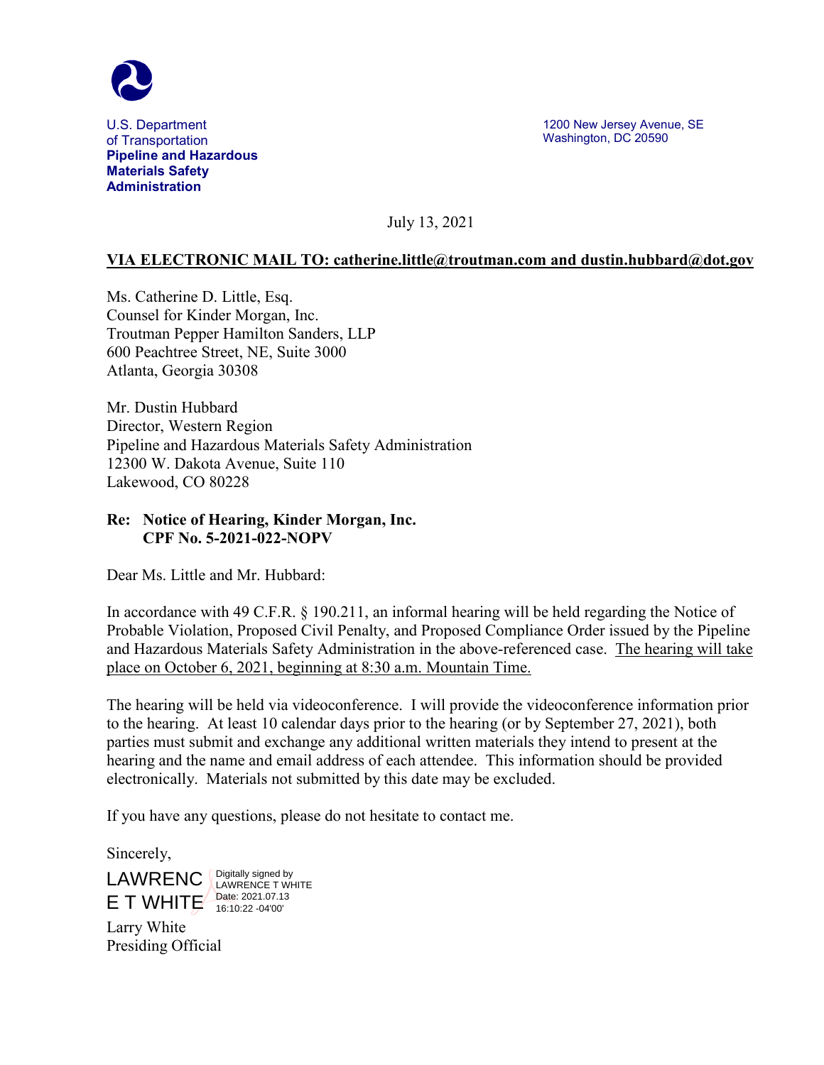U.S. Department
of Transportation
**Pipeline and Hazardous Materials Safety Administration**

1200 New Jersey Avenue, SE
Washington, DC 20590

July 13, 2021

**VIA ELECTRONIC MAIL TO: catherine.little@troutman.com and dustin.hubbard@dot.gov**

Ms. Catherine D. Little, Esq.
Counsel for Kinder Morgan, Inc.
Troutman Pepper Hamilton Sanders, LLP
600 Peachtree Street, NE, Suite 3000
Atlanta, Georgia 30308

Mr. Dustin Hubbard
Director, Western Region
Pipeline and Hazardous Materials Safety Administration
12300 W. Dakota Avenue, Suite 110
Lakewood, CO 80228

**Re: Notice of Hearing, Kinder Morgan, Inc.
CPF No. 5-2021-022-NOPV**

Dear Ms. Little and Mr. Hubbard:

In accordance with 49 C.F.R. § 190.211, an informal hearing will be held regarding the Notice of Probable Violation, Proposed Civil Penalty, and Proposed Compliance Order issued by the Pipeline and Hazardous Materials Safety Administration in the above-referenced case. The hearing will take place on October 6, 2021, beginning at 8:30 a.m. Mountain Time.

The hearing will be held via videoconference. I will provide the videoconference information prior to the hearing. At least 10 calendar days prior to the hearing (or by September 27, 2021), both parties must submit and exchange any additional written materials they intend to present at the hearing and the name and email address of each attendee. This information should be provided electronically. Materials not submitted by this date may be excluded.

If you have any questions, please do not hesitate to contact me.

Sincerely,

LAWRENCE T WHITE
Digitally signed by LAWRENCE T WHITE
Date: 2021.07.13 16:10:22 -04'00'

Larry White
Presiding Official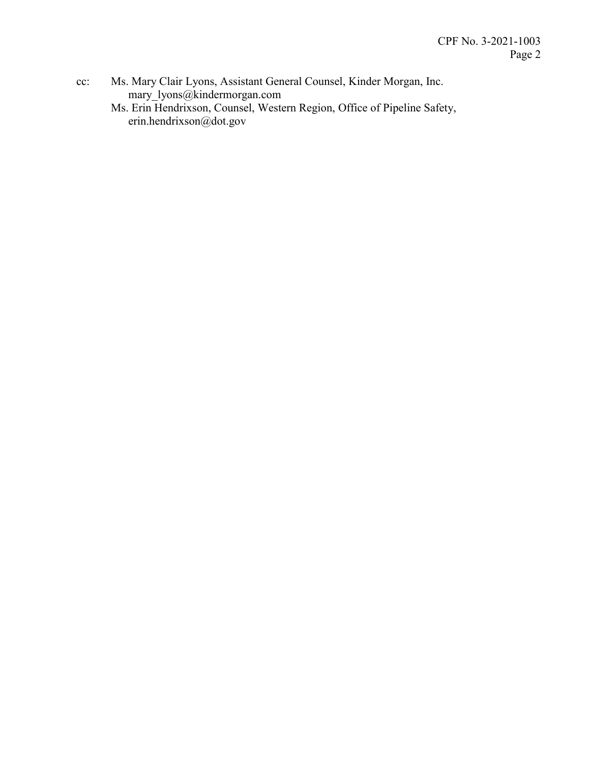cc: Ms. Mary Clair Lyons, Assistant General Counsel, Kinder Morgan, Inc.
mary_lyons@kindermorgan.com
Ms. Erin Hendrixson, Counsel, Western Region, Office of Pipeline Safety,
erin.hendrixson@dot.gov